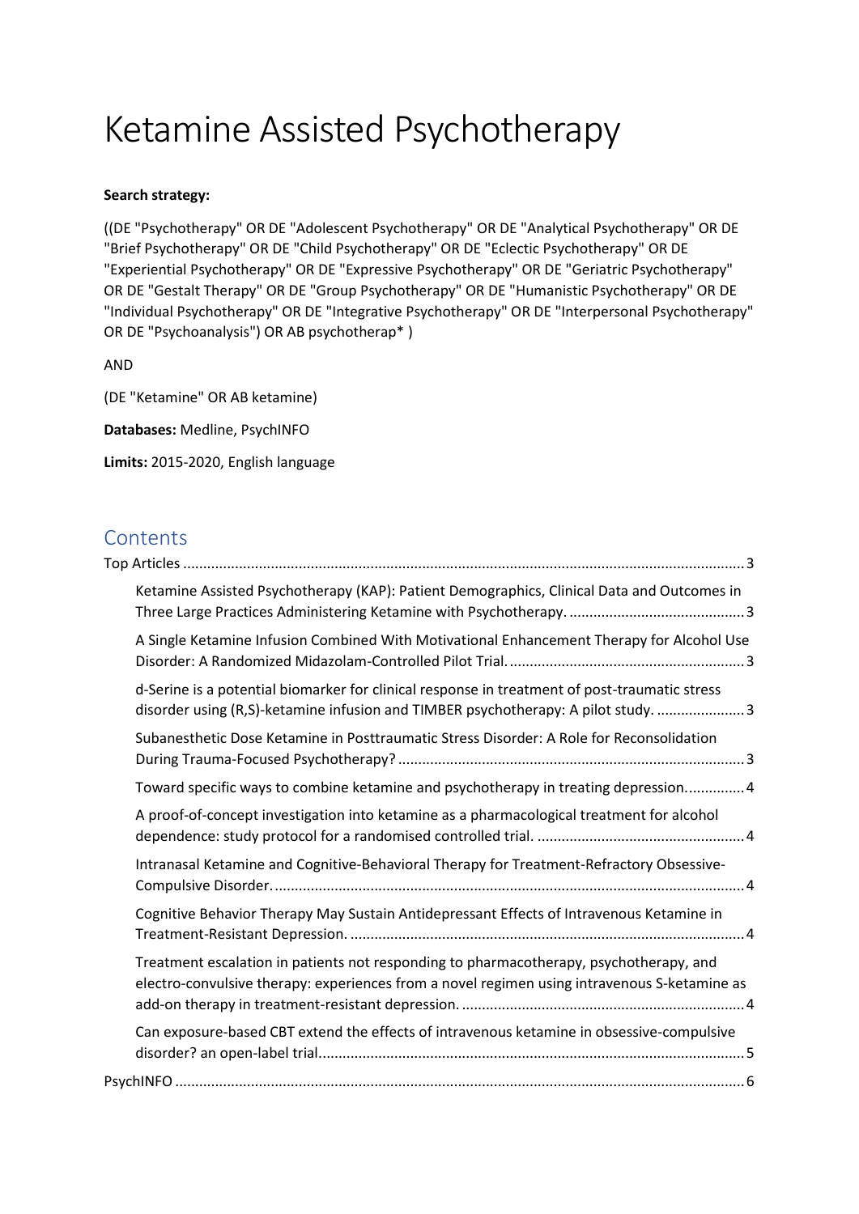# Ketamine Assisted Psychotherapy

**Search strategy:**

((DE "Psychotherapy" OR DE "Adolescent Psychotherapy" OR DE "Analytical Psychotherapy" OR DE "Brief Psychotherapy" OR DE "Child Psychotherapy" OR DE "Eclectic Psychotherapy" OR DE "Experiential Psychotherapy" OR DE "Expressive Psychotherapy" OR DE "Geriatric Psychotherapy" OR DE "Gestalt Therapy" OR DE "Group Psychotherapy" OR DE "Humanistic Psychotherapy" OR DE "Individual Psychotherapy" OR DE "Integrative Psychotherapy" OR DE "Interpersonal Psychotherapy" OR DE "Psychoanalysis") OR AB psychotherap* )

AND

(DE "Ketamine" OR AB ketamine)

**Databases:** Medline, PsychINFO

**Limits:** 2015-2020, English language

## Contents

Top Articles ........ 3

- Ketamine Assisted Psychotherapy (KAP): Patient Demographics, Clinical Data and Outcomes in Three Large Practices Administering Ketamine with Psychotherapy. ........ 3
- A Single Ketamine Infusion Combined With Motivational Enhancement Therapy for Alcohol Use Disorder: A Randomized Midazolam-Controlled Pilot Trial. ........ 3
- d-Serine is a potential biomarker for clinical response in treatment of post-traumatic stress disorder using (R,S)-ketamine infusion and TIMBER psychotherapy: A pilot study. ........ 3
- Subanesthetic Dose Ketamine in Posttraumatic Stress Disorder: A Role for Reconsolidation During Trauma-Focused Psychotherapy? ........ 3
- Toward specific ways to combine ketamine and psychotherapy in treating depression. ........ 4
- A proof-of-concept investigation into ketamine as a pharmacological treatment for alcohol dependence: study protocol for a randomised controlled trial. ........ 4
- Intranasal Ketamine and Cognitive-Behavioral Therapy for Treatment-Refractory Obsessive-Compulsive Disorder. ........ 4
- Cognitive Behavior Therapy May Sustain Antidepressant Effects of Intravenous Ketamine in Treatment-Resistant Depression. ........ 4
- Treatment escalation in patients not responding to pharmacotherapy, psychotherapy, and electro-convulsive therapy: experiences from a novel regimen using intravenous S-ketamine as add-on therapy in treatment-resistant depression. ........ 4
- Can exposure-based CBT extend the effects of intravenous ketamine in obsessive-compulsive disorder? an open-label trial. ........ 5

PsychINFO ........ 6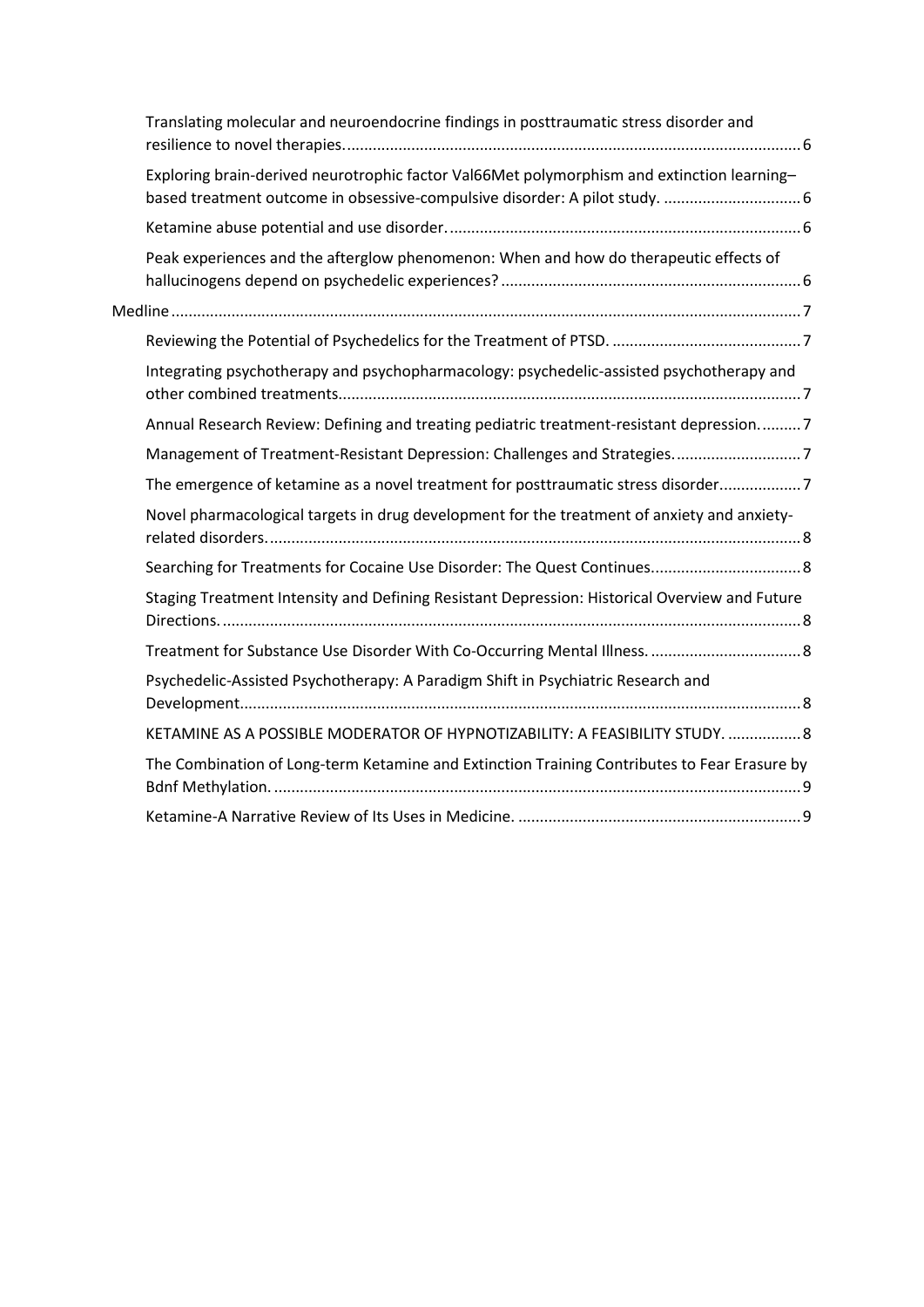Translating molecular and neuroendocrine findings in posttraumatic stress disorder and resilience to novel therapies. ........ 6

Exploring brain-derived neurotrophic factor Val66Met polymorphism and extinction learning–based treatment outcome in obsessive-compulsive disorder: A pilot study. ........ 6

Ketamine abuse potential and use disorder. ........ 6

Peak experiences and the afterglow phenomenon: When and how do therapeutic effects of hallucinogens depend on psychedelic experiences? ........ 6

Medline ........ 7

Reviewing the Potential of Psychedelics for the Treatment of PTSD. ........ 7

Integrating psychotherapy and psychopharmacology: psychedelic-assisted psychotherapy and other combined treatments. ........ 7

Annual Research Review: Defining and treating pediatric treatment-resistant depression. ........ 7

Management of Treatment-Resistant Depression: Challenges and Strategies. ........ 7

The emergence of ketamine as a novel treatment for posttraumatic stress disorder. ........ 7

Novel pharmacological targets in drug development for the treatment of anxiety and anxiety-related disorders. ........ 8

Searching for Treatments for Cocaine Use Disorder: The Quest Continues. ........ 8

Staging Treatment Intensity and Defining Resistant Depression: Historical Overview and Future Directions. ........ 8

Treatment for Substance Use Disorder With Co-Occurring Mental Illness. ........ 8

Psychedelic-Assisted Psychotherapy: A Paradigm Shift in Psychiatric Research and Development. ........ 8

KETAMINE AS A POSSIBLE MODERATOR OF HYPNOTIZABILITY: A FEASIBILITY STUDY. ........ 8

The Combination of Long-term Ketamine and Extinction Training Contributes to Fear Erasure by Bdnf Methylation. ........ 9

Ketamine-A Narrative Review of Its Uses in Medicine. ........ 9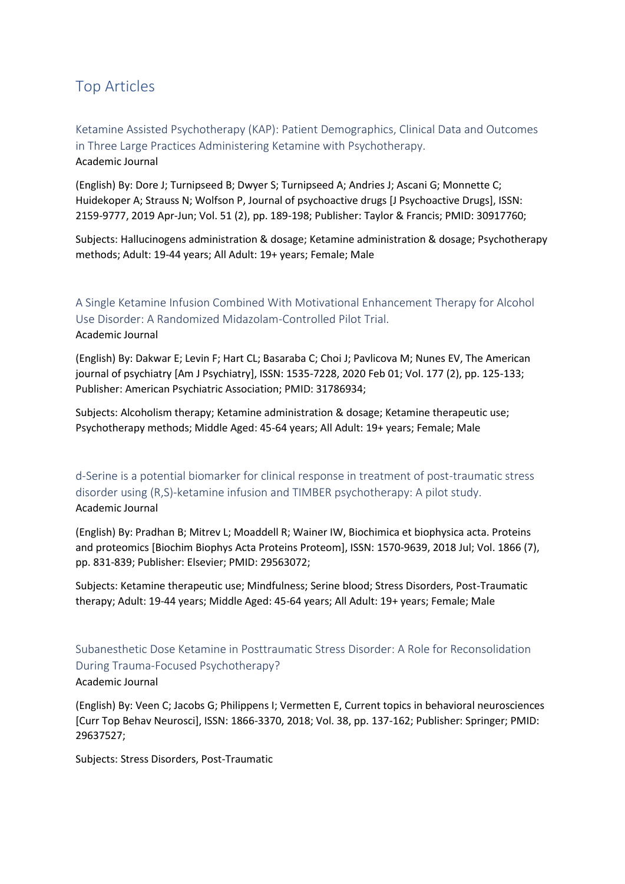## Top Articles

### Ketamine Assisted Psychotherapy (KAP): Patient Demographics, Clinical Data and Outcomes in Three Large Practices Administering Ketamine with Psychotherapy.

Academic Journal

(English) By: Dore J; Turnipseed B; Dwyer S; Turnipseed A; Andries J; Ascani G; Monnette C; Huidekoper A; Strauss N; Wolfson P, Journal of psychoactive drugs [J Psychoactive Drugs], ISSN: 2159-9777, 2019 Apr-Jun; Vol. 51 (2), pp. 189-198; Publisher: Taylor & Francis; PMID: 30917760;

Subjects: Hallucinogens administration & dosage; Ketamine administration & dosage; Psychotherapy methods; Adult: 19-44 years; All Adult: 19+ years; Female; Male

### A Single Ketamine Infusion Combined With Motivational Enhancement Therapy for Alcohol Use Disorder: A Randomized Midazolam-Controlled Pilot Trial.

Academic Journal

(English) By: Dakwar E; Levin F; Hart CL; Basaraba C; Choi J; Pavlicova M; Nunes EV, The American journal of psychiatry [Am J Psychiatry], ISSN: 1535-7228, 2020 Feb 01; Vol. 177 (2), pp. 125-133; Publisher: American Psychiatric Association; PMID: 31786934;

Subjects: Alcoholism therapy; Ketamine administration & dosage; Ketamine therapeutic use; Psychotherapy methods; Middle Aged: 45-64 years; All Adult: 19+ years; Female; Male

### d-Serine is a potential biomarker for clinical response in treatment of post-traumatic stress disorder using (R,S)-ketamine infusion and TIMBER psychotherapy: A pilot study.

Academic Journal

(English) By: Pradhan B; Mitrev L; Moaddell R; Wainer IW, Biochimica et biophysica acta. Proteins and proteomics [Biochim Biophys Acta Proteins Proteom], ISSN: 1570-9639, 2018 Jul; Vol. 1866 (7), pp. 831-839; Publisher: Elsevier; PMID: 29563072;

Subjects: Ketamine therapeutic use; Mindfulness; Serine blood; Stress Disorders, Post-Traumatic therapy; Adult: 19-44 years; Middle Aged: 45-64 years; All Adult: 19+ years; Female; Male

### Subanesthetic Dose Ketamine in Posttraumatic Stress Disorder: A Role for Reconsolidation During Trauma-Focused Psychotherapy?

Academic Journal

(English) By: Veen C; Jacobs G; Philippens I; Vermetten E, Current topics in behavioral neurosciences [Curr Top Behav Neurosci], ISSN: 1866-3370, 2018; Vol. 38, pp. 137-162; Publisher: Springer; PMID: 29637527;

Subjects: Stress Disorders, Post-Traumatic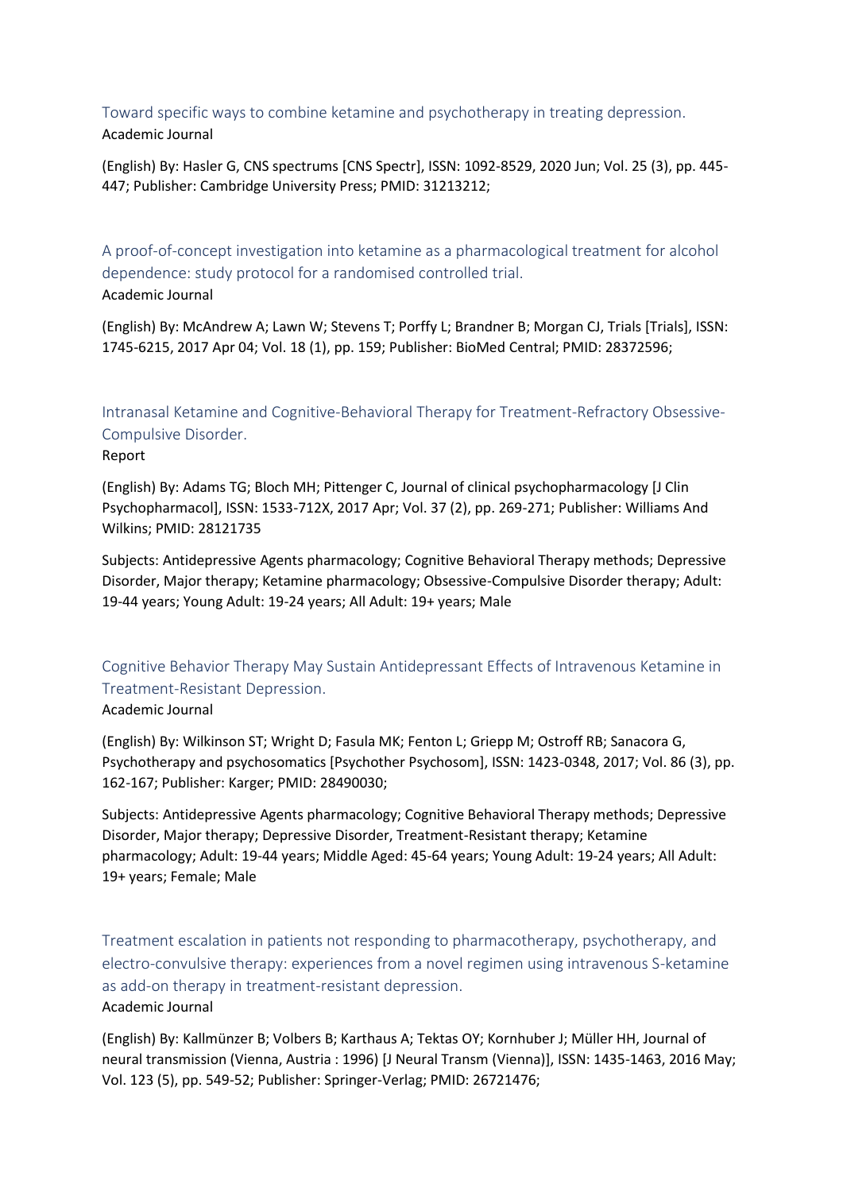Toward specific ways to combine ketamine and psychotherapy in treating depression.
Academic Journal

(English) By: Hasler G, CNS spectrums [CNS Spectr], ISSN: 1092-8529, 2020 Jun; Vol. 25 (3), pp. 445-447; Publisher: Cambridge University Press; PMID: 31213212;

A proof-of-concept investigation into ketamine as a pharmacological treatment for alcohol dependence: study protocol for a randomised controlled trial.
Academic Journal

(English) By: McAndrew A; Lawn W; Stevens T; Porffy L; Brandner B; Morgan CJ, Trials [Trials], ISSN: 1745-6215, 2017 Apr 04; Vol. 18 (1), pp. 159; Publisher: BioMed Central; PMID: 28372596;

Intranasal Ketamine and Cognitive-Behavioral Therapy for Treatment-Refractory Obsessive-Compulsive Disorder.
Report

(English) By: Adams TG; Bloch MH; Pittenger C, Journal of clinical psychopharmacology [J Clin Psychopharmacol], ISSN: 1533-712X, 2017 Apr; Vol. 37 (2), pp. 269-271; Publisher: Williams And Wilkins; PMID: 28121735

Subjects: Antidepressive Agents pharmacology; Cognitive Behavioral Therapy methods; Depressive Disorder, Major therapy; Ketamine pharmacology; Obsessive-Compulsive Disorder therapy; Adult: 19-44 years; Young Adult: 19-24 years; All Adult: 19+ years; Male

Cognitive Behavior Therapy May Sustain Antidepressant Effects of Intravenous Ketamine in Treatment-Resistant Depression.
Academic Journal

(English) By: Wilkinson ST; Wright D; Fasula MK; Fenton L; Griepp M; Ostroff RB; Sanacora G, Psychotherapy and psychosomatics [Psychother Psychosom], ISSN: 1423-0348, 2017; Vol. 86 (3), pp. 162-167; Publisher: Karger; PMID: 28490030;

Subjects: Antidepressive Agents pharmacology; Cognitive Behavioral Therapy methods; Depressive Disorder, Major therapy; Depressive Disorder, Treatment-Resistant therapy; Ketamine pharmacology; Adult: 19-44 years; Middle Aged: 45-64 years; Young Adult: 19-24 years; All Adult: 19+ years; Female; Male

Treatment escalation in patients not responding to pharmacotherapy, psychotherapy, and electro-convulsive therapy: experiences from a novel regimen using intravenous S-ketamine as add-on therapy in treatment-resistant depression.
Academic Journal

(English) By: Kallmünzer B; Volbers B; Karthaus A; Tektas OY; Kornhuber J; Müller HH, Journal of neural transmission (Vienna, Austria : 1996) [J Neural Transm (Vienna)], ISSN: 1435-1463, 2016 May; Vol. 123 (5), pp. 549-52; Publisher: Springer-Verlag; PMID: 26721476;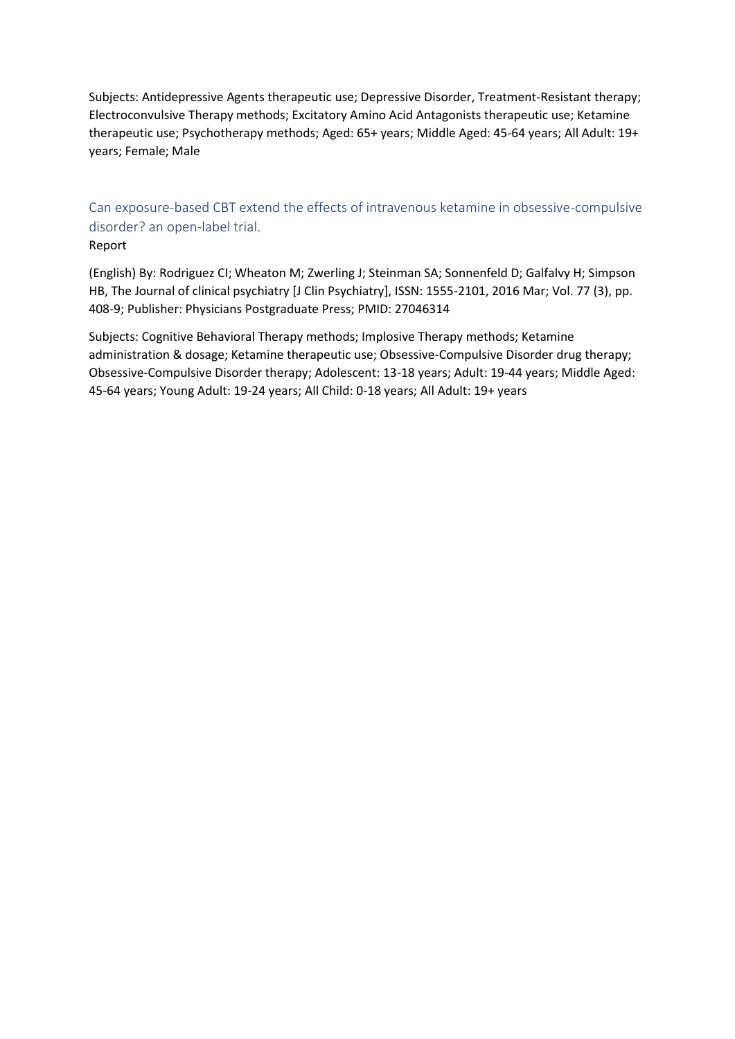Subjects: Antidepressive Agents therapeutic use; Depressive Disorder, Treatment-Resistant therapy; Electroconvulsive Therapy methods; Excitatory Amino Acid Antagonists therapeutic use; Ketamine therapeutic use; Psychotherapy methods; Aged: 65+ years; Middle Aged: 45-64 years; All Adult: 19+ years; Female; Male

## Can exposure-based CBT extend the effects of intravenous ketamine in obsessive-compulsive disorder? an open-label trial.

Report

(English) By: Rodriguez CI; Wheaton M; Zwerling J; Steinman SA; Sonnenfeld D; Galfalvy H; Simpson HB, The Journal of clinical psychiatry [J Clin Psychiatry], ISSN: 1555-2101, 2016 Mar; Vol. 77 (3), pp. 408-9; Publisher: Physicians Postgraduate Press; PMID: 27046314

Subjects: Cognitive Behavioral Therapy methods; Implosive Therapy methods; Ketamine administration & dosage; Ketamine therapeutic use; Obsessive-Compulsive Disorder drug therapy; Obsessive-Compulsive Disorder therapy; Adolescent: 13-18 years; Adult: 19-44 years; Middle Aged: 45-64 years; Young Adult: 19-24 years; All Child: 0-18 years; All Adult: 19+ years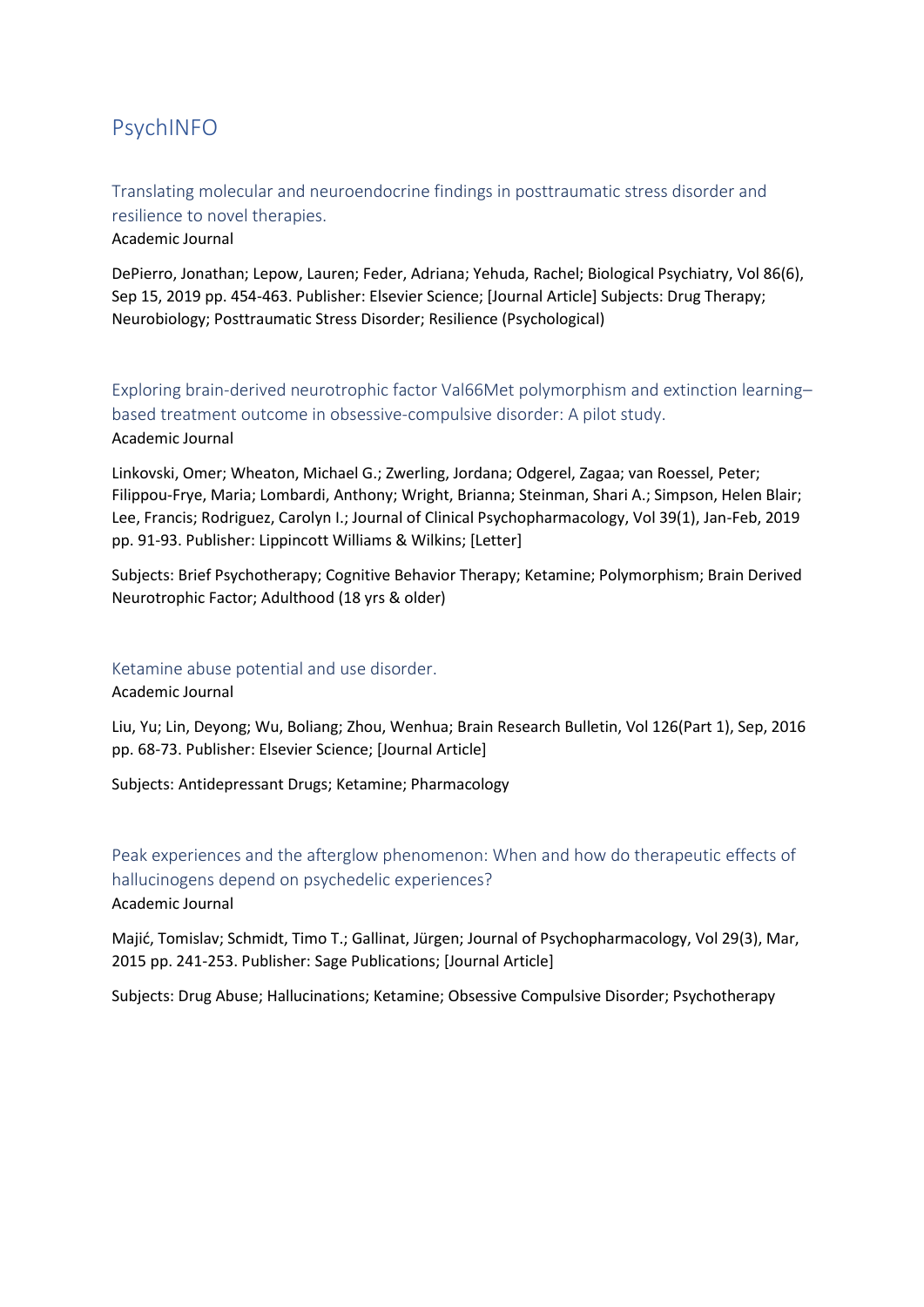# PsychINFO

## Translating molecular and neuroendocrine findings in posttraumatic stress disorder and resilience to novel therapies.

Academic Journal

DePierro, Jonathan; Lepow, Lauren; Feder, Adriana; Yehuda, Rachel; Biological Psychiatry, Vol 86(6), Sep 15, 2019 pp. 454-463. Publisher: Elsevier Science; [Journal Article] Subjects: Drug Therapy; Neurobiology; Posttraumatic Stress Disorder; Resilience (Psychological)

## Exploring brain-derived neurotrophic factor Val66Met polymorphism and extinction learning–based treatment outcome in obsessive-compulsive disorder: A pilot study.

Academic Journal

Linkovski, Omer; Wheaton, Michael G.; Zwerling, Jordana; Odgerel, Zagaa; van Roessel, Peter; Filippou-Frye, Maria; Lombardi, Anthony; Wright, Brianna; Steinman, Shari A.; Simpson, Helen Blair; Lee, Francis; Rodriguez, Carolyn I.; Journal of Clinical Psychopharmacology, Vol 39(1), Jan-Feb, 2019 pp. 91-93. Publisher: Lippincott Williams & Wilkins; [Letter]

Subjects: Brief Psychotherapy; Cognitive Behavior Therapy; Ketamine; Polymorphism; Brain Derived Neurotrophic Factor; Adulthood (18 yrs & older)

## Ketamine abuse potential and use disorder.

Academic Journal

Liu, Yu; Lin, Deyong; Wu, Boliang; Zhou, Wenhua; Brain Research Bulletin, Vol 126(Part 1), Sep, 2016 pp. 68-73. Publisher: Elsevier Science; [Journal Article]

Subjects: Antidepressant Drugs; Ketamine; Pharmacology

## Peak experiences and the afterglow phenomenon: When and how do therapeutic effects of hallucinogens depend on psychedelic experiences?

Academic Journal

Majić, Tomislav; Schmidt, Timo T.; Gallinat, Jürgen; Journal of Psychopharmacology, Vol 29(3), Mar, 2015 pp. 241-253. Publisher: Sage Publications; [Journal Article]

Subjects: Drug Abuse; Hallucinations; Ketamine; Obsessive Compulsive Disorder; Psychotherapy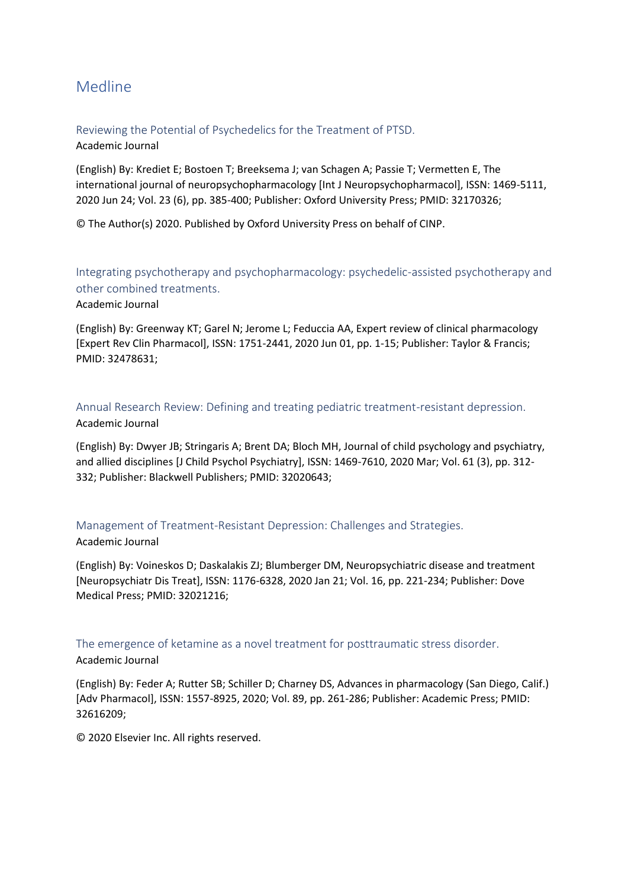# Medline

## Reviewing the Potential of Psychedelics for the Treatment of PTSD.

Academic Journal

(English) By: Krediet E; Bostoen T; Breeksema J; van Schagen A; Passie T; Vermetten E, The international journal of neuropsychopharmacology [Int J Neuropsychopharmacol], ISSN: 1469-5111, 2020 Jun 24; Vol. 23 (6), pp. 385-400; Publisher: Oxford University Press; PMID: 32170326;

© The Author(s) 2020. Published by Oxford University Press on behalf of CINP.

## Integrating psychotherapy and psychopharmacology: psychedelic-assisted psychotherapy and other combined treatments.

Academic Journal

(English) By: Greenway KT; Garel N; Jerome L; Feduccia AA, Expert review of clinical pharmacology [Expert Rev Clin Pharmacol], ISSN: 1751-2441, 2020 Jun 01, pp. 1-15; Publisher: Taylor & Francis; PMID: 32478631;

## Annual Research Review: Defining and treating pediatric treatment-resistant depression.

Academic Journal

(English) By: Dwyer JB; Stringaris A; Brent DA; Bloch MH, Journal of child psychology and psychiatry, and allied disciplines [J Child Psychol Psychiatry], ISSN: 1469-7610, 2020 Mar; Vol. 61 (3), pp. 312-332; Publisher: Blackwell Publishers; PMID: 32020643;

## Management of Treatment-Resistant Depression: Challenges and Strategies.

Academic Journal

(English) By: Voineskos D; Daskalakis ZJ; Blumberger DM, Neuropsychiatric disease and treatment [Neuropsychiatr Dis Treat], ISSN: 1176-6328, 2020 Jan 21; Vol. 16, pp. 221-234; Publisher: Dove Medical Press; PMID: 32021216;

## The emergence of ketamine as a novel treatment for posttraumatic stress disorder.

Academic Journal

(English) By: Feder A; Rutter SB; Schiller D; Charney DS, Advances in pharmacology (San Diego, Calif.) [Adv Pharmacol], ISSN: 1557-8925, 2020; Vol. 89, pp. 261-286; Publisher: Academic Press; PMID: 32616209;

© 2020 Elsevier Inc. All rights reserved.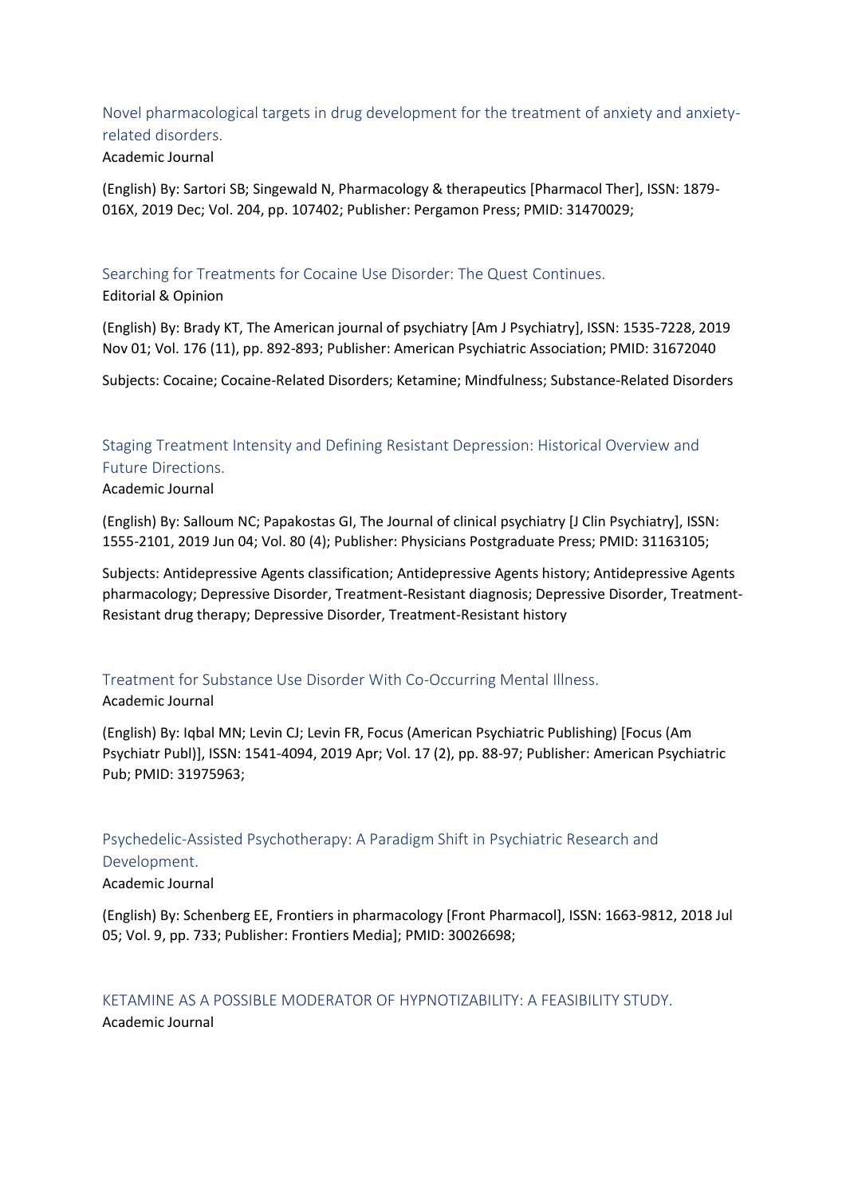### Novel pharmacological targets in drug development for the treatment of anxiety and anxiety-related disorders.

Academic Journal

(English) By: Sartori SB; Singewald N, Pharmacology & therapeutics [Pharmacol Ther], ISSN: 1879-016X, 2019 Dec; Vol. 204, pp. 107402; Publisher: Pergamon Press; PMID: 31470029;

### Searching for Treatments for Cocaine Use Disorder: The Quest Continues.

Editorial & Opinion

(English) By: Brady KT, The American journal of psychiatry [Am J Psychiatry], ISSN: 1535-7228, 2019 Nov 01; Vol. 176 (11), pp. 892-893; Publisher: American Psychiatric Association; PMID: 31672040

Subjects: Cocaine; Cocaine-Related Disorders; Ketamine; Mindfulness; Substance-Related Disorders

### Staging Treatment Intensity and Defining Resistant Depression: Historical Overview and Future Directions.

Academic Journal

(English) By: Salloum NC; Papakostas GI, The Journal of clinical psychiatry [J Clin Psychiatry], ISSN: 1555-2101, 2019 Jun 04; Vol. 80 (4); Publisher: Physicians Postgraduate Press; PMID: 31163105;

Subjects: Antidepressive Agents classification; Antidepressive Agents history; Antidepressive Agents pharmacology; Depressive Disorder, Treatment-Resistant diagnosis; Depressive Disorder, Treatment-Resistant drug therapy; Depressive Disorder, Treatment-Resistant history

### Treatment for Substance Use Disorder With Co-Occurring Mental Illness.

Academic Journal

(English) By: Iqbal MN; Levin CJ; Levin FR, Focus (American Psychiatric Publishing) [Focus (Am Psychiatr Publ)], ISSN: 1541-4094, 2019 Apr; Vol. 17 (2), pp. 88-97; Publisher: American Psychiatric Pub; PMID: 31975963;

### Psychedelic-Assisted Psychotherapy: A Paradigm Shift in Psychiatric Research and Development.

Academic Journal

(English) By: Schenberg EE, Frontiers in pharmacology [Front Pharmacol], ISSN: 1663-9812, 2018 Jul 05; Vol. 9, pp. 733; Publisher: Frontiers Media]; PMID: 30026698;

### KETAMINE AS A POSSIBLE MODERATOR OF HYPNOTIZABILITY: A FEASIBILITY STUDY.

Academic Journal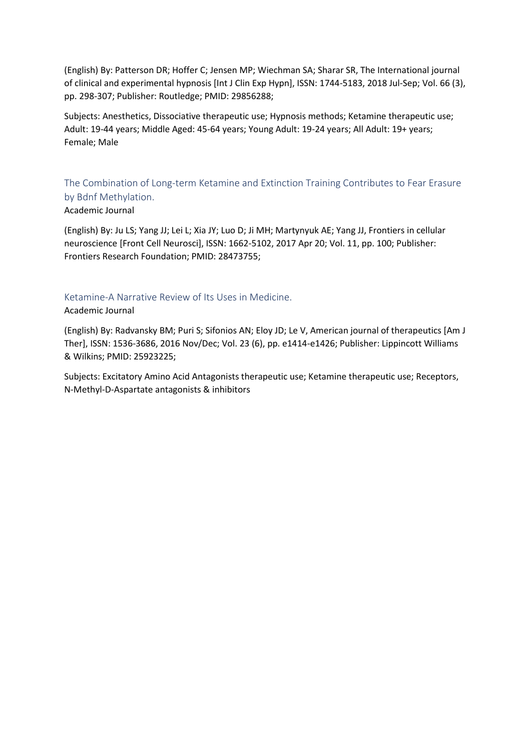(English) By: Patterson DR; Hoffer C; Jensen MP; Wiechman SA; Sharar SR, The International journal of clinical and experimental hypnosis [Int J Clin Exp Hypn], ISSN: 1744-5183, 2018 Jul-Sep; Vol. 66 (3), pp. 298-307; Publisher: Routledge; PMID: 29856288;

Subjects: Anesthetics, Dissociative therapeutic use; Hypnosis methods; Ketamine therapeutic use; Adult: 19-44 years; Middle Aged: 45-64 years; Young Adult: 19-24 years; All Adult: 19+ years; Female; Male

### The Combination of Long-term Ketamine and Extinction Training Contributes to Fear Erasure by Bdnf Methylation.

Academic Journal

(English) By: Ju LS; Yang JJ; Lei L; Xia JY; Luo D; Ji MH; Martynyuk AE; Yang JJ, Frontiers in cellular neuroscience [Front Cell Neurosci], ISSN: 1662-5102, 2017 Apr 20; Vol. 11, pp. 100; Publisher: Frontiers Research Foundation; PMID: 28473755;

### Ketamine-A Narrative Review of Its Uses in Medicine.

Academic Journal

(English) By: Radvansky BM; Puri S; Sifonios AN; Eloy JD; Le V, American journal of therapeutics [Am J Ther], ISSN: 1536-3686, 2016 Nov/Dec; Vol. 23 (6), pp. e1414-e1426; Publisher: Lippincott Williams & Wilkins; PMID: 25923225;

Subjects: Excitatory Amino Acid Antagonists therapeutic use; Ketamine therapeutic use; Receptors, N-Methyl-D-Aspartate antagonists & inhibitors